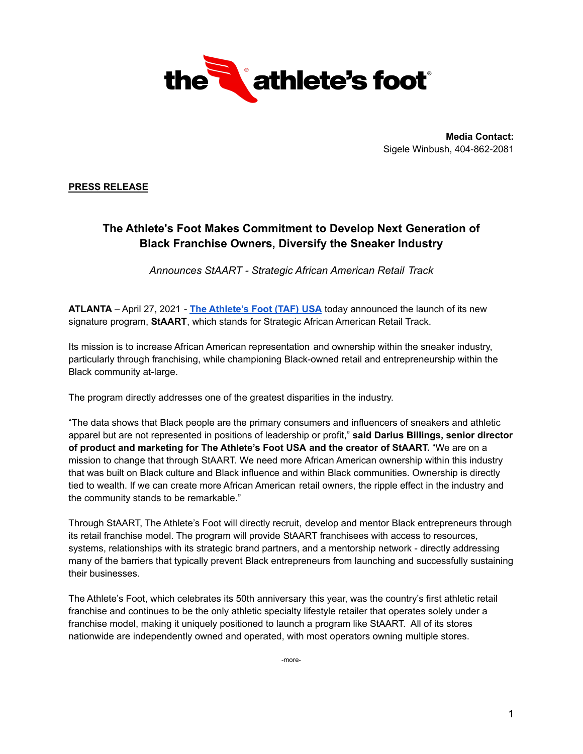**Media Contact:**
Sigele Winbush, 404-862-2081

**PRESS RELEASE**

## The Athlete's Foot Makes Commitment to Develop Next Generation of Black Franchise Owners, Diversify the Sneaker Industry

*Announces StAART - Strategic African American Retail Track*

**ATLANTA** – April 27, 2021 - **The Athlete's Foot (TAF) USA** today announced the launch of its new signature program, **StAART**, which stands for Strategic African American Retail Track.

Its mission is to increase African American representation and ownership within the sneaker industry, particularly through franchising, while championing Black-owned retail and entrepreneurship within the Black community at-large.

The program directly addresses one of the greatest disparities in the industry.

"The data shows that Black people are the primary consumers and influencers of sneakers and athletic apparel but are not represented in positions of leadership or profit," **said Darius Billings, senior director of product and marketing for The Athlete's Foot USA and the creator of StAART.** "We are on a mission to change that through StAART. We need more African American ownership within this industry that was built on Black culture and Black influence and within Black communities. Ownership is directly tied to wealth. If we can create more African American retail owners, the ripple effect in the industry and the community stands to be remarkable."

Through StAART, The Athlete's Foot will directly recruit, develop and mentor Black entrepreneurs through its retail franchise model. The program will provide StAART franchisees with access to resources, systems, relationships with its strategic brand partners, and a mentorship network - directly addressing many of the barriers that typically prevent Black entrepreneurs from launching and successfully sustaining their businesses.

The Athlete's Foot, which celebrates its 50th anniversary this year, was the country's first athletic retail franchise and continues to be the only athletic specialty lifestyle retailer that operates solely under a franchise model, making it uniquely positioned to launch a program like StAART. All of its stores nationwide are independently owned and operated, with most operators owning multiple stores.

-more-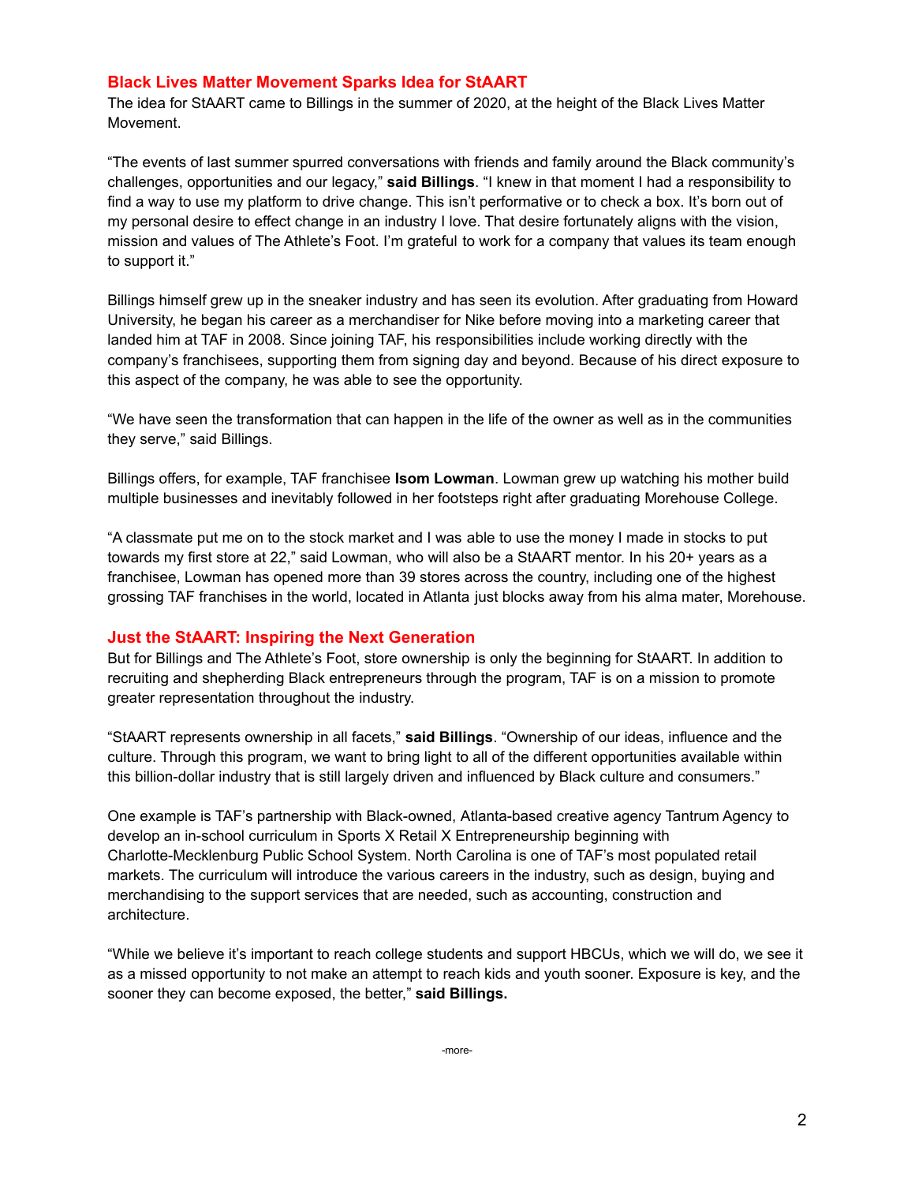## Black Lives Matter Movement Sparks Idea for StAART

The idea for StAART came to Billings in the summer of 2020, at the height of the Black Lives Matter Movement.

"The events of last summer spurred conversations with friends and family around the Black community's challenges, opportunities and our legacy," **said Billings**. "I knew in that moment I had a responsibility to find a way to use my platform to drive change. This isn't performative or to check a box. It's born out of my personal desire to effect change in an industry I love. That desire fortunately aligns with the vision, mission and values of The Athlete's Foot. I'm grateful to work for a company that values its team enough to support it."

Billings himself grew up in the sneaker industry and has seen its evolution. After graduating from Howard University, he began his career as a merchandiser for Nike before moving into a marketing career that landed him at TAF in 2008. Since joining TAF, his responsibilities include working directly with the company's franchisees, supporting them from signing day and beyond. Because of his direct exposure to this aspect of the company, he was able to see the opportunity.

"We have seen the transformation that can happen in the life of the owner as well as in the communities they serve," said Billings.

Billings offers, for example, TAF franchisee **Isom Lowman**. Lowman grew up watching his mother build multiple businesses and inevitably followed in her footsteps right after graduating Morehouse College.

"A classmate put me on to the stock market and I was able to use the money I made in stocks to put towards my first store at 22," said Lowman, who will also be a StAART mentor. In his 20+ years as a franchisee, Lowman has opened more than 39 stores across the country, including one of the highest grossing TAF franchises in the world, located in Atlanta just blocks away from his alma mater, Morehouse.

## Just the StAART: Inspiring the Next Generation

But for Billings and The Athlete's Foot, store ownership is only the beginning for StAART. In addition to recruiting and shepherding Black entrepreneurs through the program, TAF is on a mission to promote greater representation throughout the industry.

"StAART represents ownership in all facets," **said Billings**. "Ownership of our ideas, influence and the culture. Through this program, we want to bring light to all of the different opportunities available within this billion-dollar industry that is still largely driven and influenced by Black culture and consumers."

One example is TAF's partnership with Black-owned, Atlanta-based creative agency Tantrum Agency to develop an in-school curriculum in Sports X Retail X Entrepreneurship beginning with Charlotte-Mecklenburg Public School System. North Carolina is one of TAF's most populated retail markets. The curriculum will introduce the various careers in the industry, such as design, buying and merchandising to the support services that are needed, such as accounting, construction and architecture.

"While we believe it's important to reach college students and support HBCUs, which we will do, we see it as a missed opportunity to not make an attempt to reach kids and youth sooner. Exposure is key, and the sooner they can become exposed, the better," **said Billings.**

-more-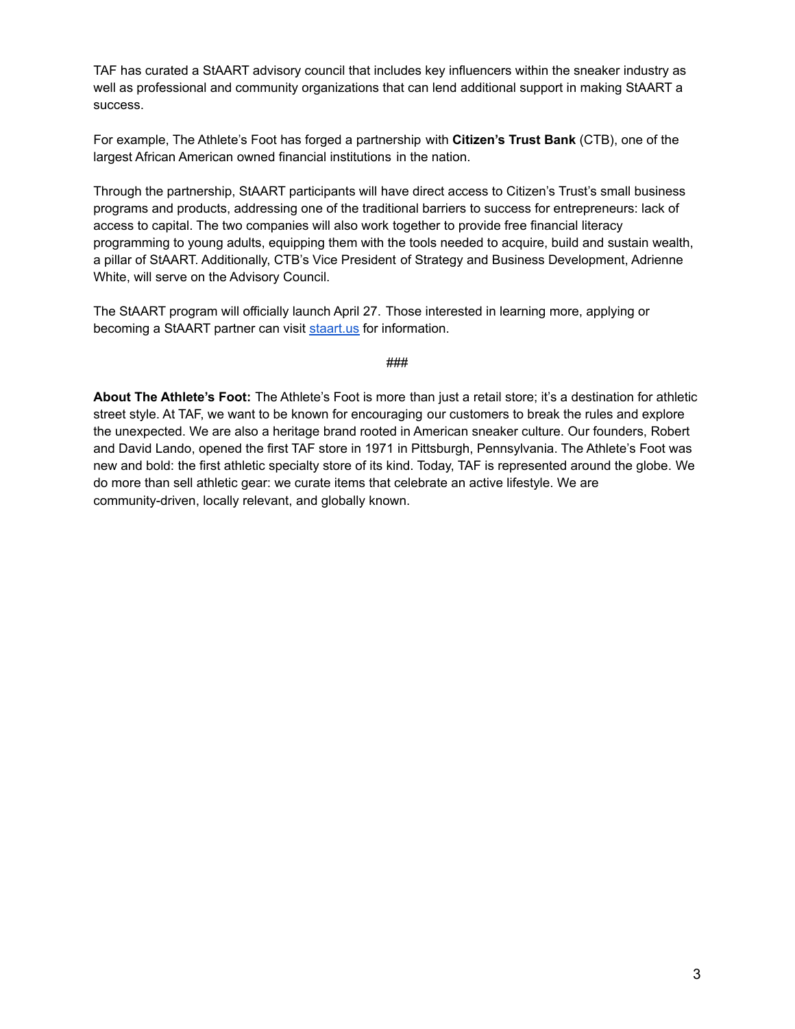TAF has curated a StAART advisory council that includes key influencers within the sneaker industry as well as professional and community organizations that can lend additional support in making StAART a success.

For example, The Athlete's Foot has forged a partnership with **Citizen's Trust Bank** (CTB), one of the largest African American owned financial institutions in the nation.

Through the partnership, StAART participants will have direct access to Citizen's Trust's small business programs and products, addressing one of the traditional barriers to success for entrepreneurs: lack of access to capital. The two companies will also work together to provide free financial literacy programming to young adults, equipping them with the tools needed to acquire, build and sustain wealth, a pillar of StAART. Additionally, CTB's Vice President of Strategy and Business Development, Adrienne White, will serve on the Advisory Council.

The StAART program will officially launch April 27. Those interested in learning more, applying or becoming a StAART partner can visit [staart.us](staart.us) for information.

###

**About The Athlete's Foot:** The Athlete's Foot is more than just a retail store; it's a destination for athletic street style. At TAF, we want to be known for encouraging our customers to break the rules and explore the unexpected. We are also a heritage brand rooted in American sneaker culture. Our founders, Robert and David Lando, opened the first TAF store in 1971 in Pittsburgh, Pennsylvania. The Athlete's Foot was new and bold: the first athletic specialty store of its kind. Today, TAF is represented around the globe. We do more than sell athletic gear: we curate items that celebrate an active lifestyle. We are community-driven, locally relevant, and globally known.